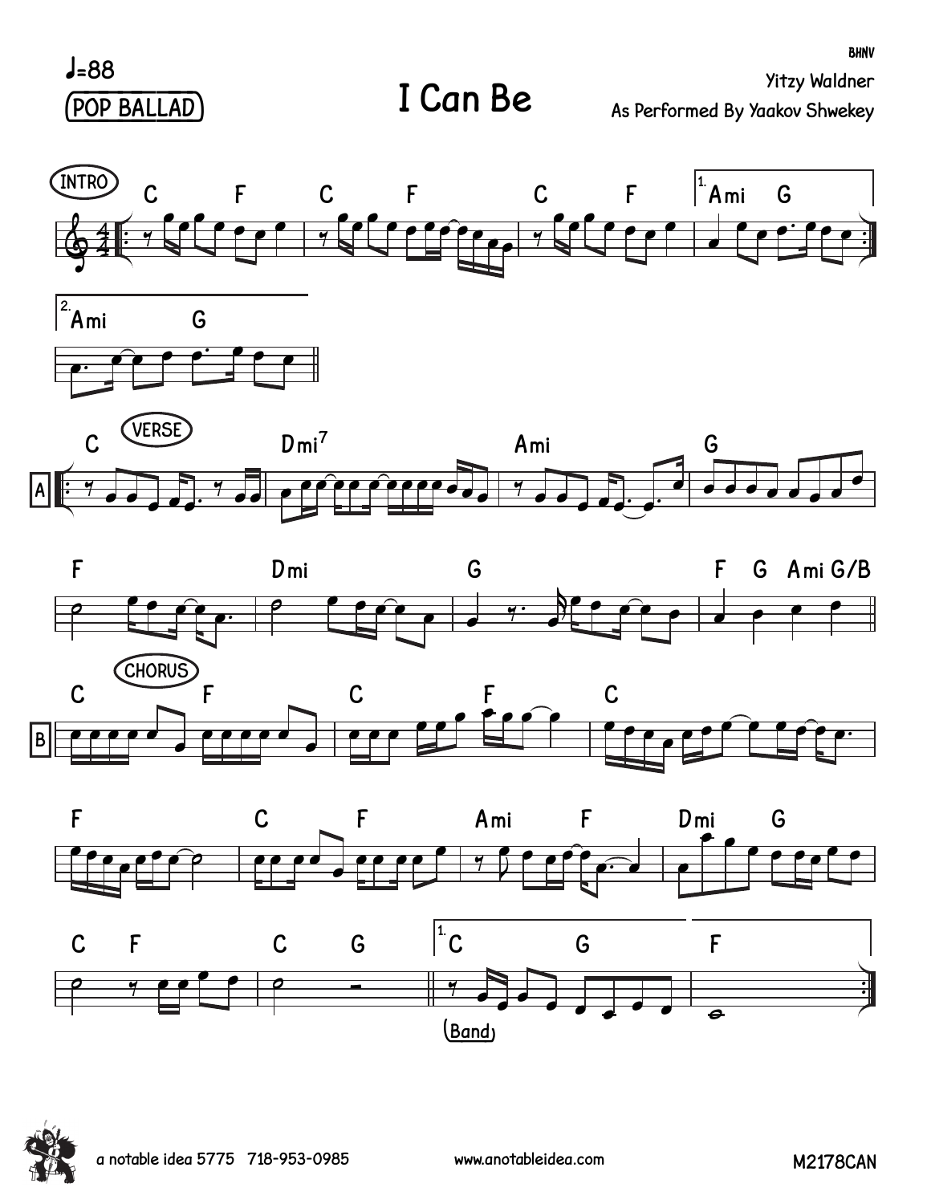♩=88

POP BALLAD

# I Can Be

BHNV

Yitzy Waldner

As Performed By Yaakov Shwekey

INTRO

C F C F C F Ami G

Ami G

VERSE

A

C Dmi7 Ami G

F Dmi G F G Ami G/B

CHORUS

B

C F C F C

F C F Ami F Dmi G

C F C G C G F

(Band)

a notable idea 5775 718-953-0985 www.anotableidea.com M2178CAN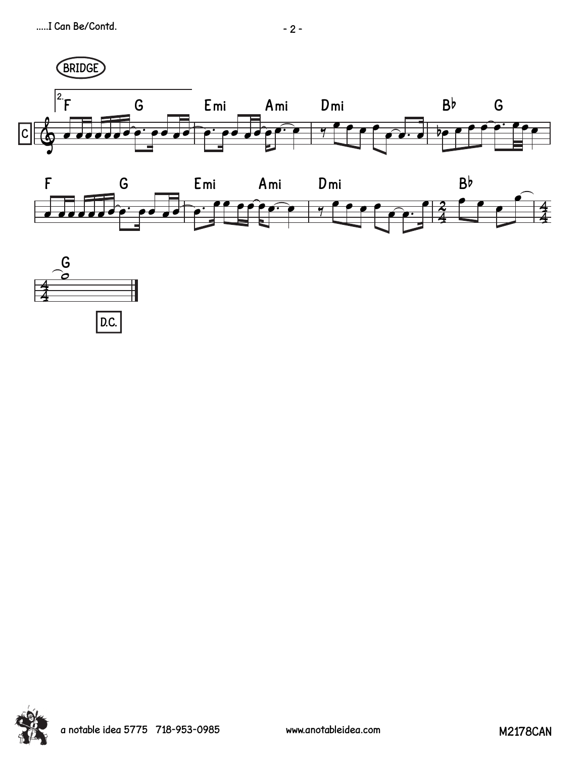BRIDGE

F G Emi Ami Dmi B♭ G

F G Emi Ami Dmi B♭

G

D.C.